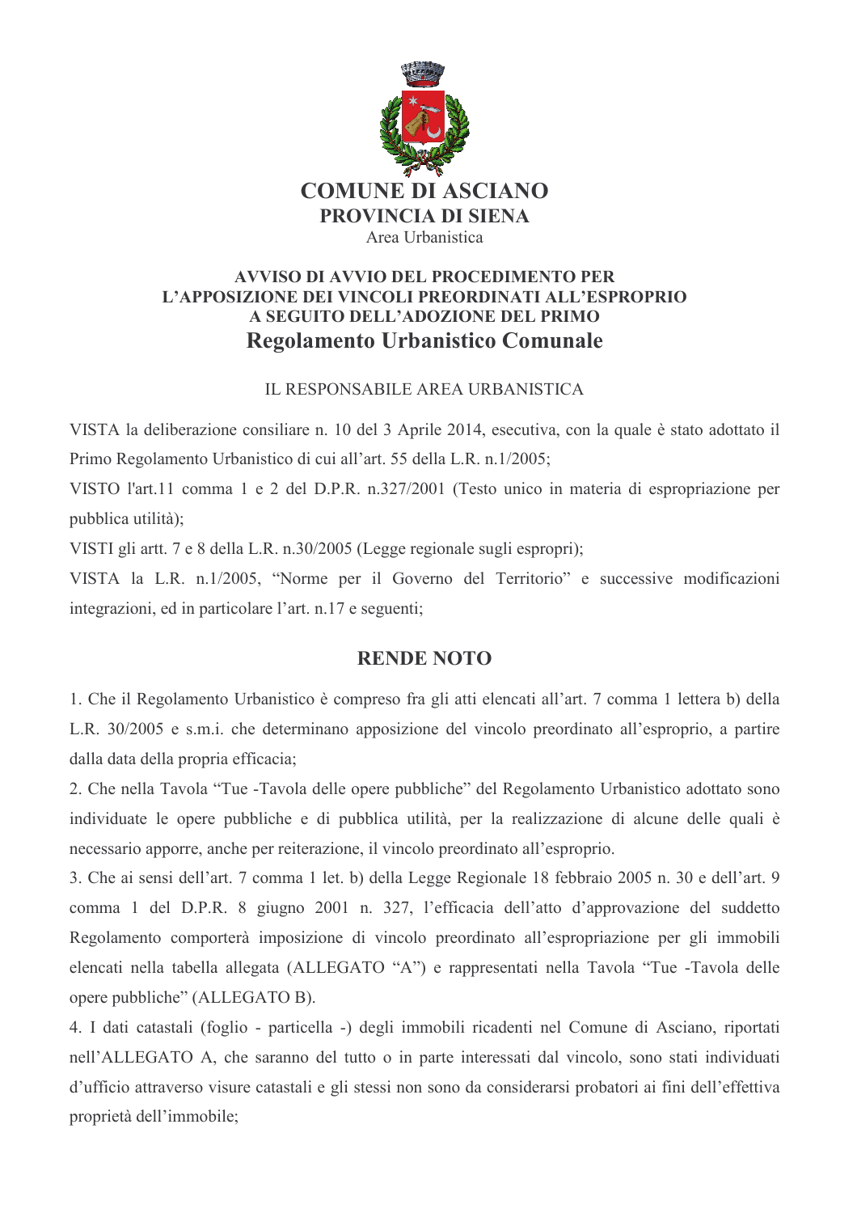# COMUNE DI ASCIANO

## PROVINCIA DI SIENA

Area Urbanistica

### AVVISO DI AVVIO DEL PROCEDIMENTO PER L'APPOSIZIONE DEI VINCOLI PREORDINATI ALL'ESPROPRIO A SEGUITO DELL'ADOZIONE DEL PRIMO

## Regolamento Urbanistico Comunale

IL RESPONSABILE AREA URBANISTICA

VISTA la deliberazione consiliare n. 10 del 3 Aprile 2014, esecutiva, con la quale è stato adottato il Primo Regolamento Urbanistico di cui all'art. 55 della L.R. n.1/2005;

VISTO l'art.11 comma 1 e 2 del D.P.R. n.327/2001 (Testo unico in materia di espropriazione per pubblica utilità);

VISTI gli artt. 7 e 8 della L.R. n.30/2005 (Legge regionale sugli espropri);

VISTA la L.R. n.1/2005, "Norme per il Governo del Territorio" e successive modificazioni integrazioni, ed in particolare l'art. n.17 e seguenti;

## RENDE NOTO

1. Che il Regolamento Urbanistico è compreso fra gli atti elencati all'art. 7 comma 1 lettera b) della L.R. 30/2005 e s.m.i. che determinano apposizione del vincolo preordinato all'esproprio, a partire dalla data della propria efficacia;

2. Che nella Tavola "Tue -Tavola delle opere pubbliche" del Regolamento Urbanistico adottato sono individuate le opere pubbliche e di pubblica utilità, per la realizzazione di alcune delle quali è necessario apporre, anche per reiterazione, il vincolo preordinato all'esproprio.

3. Che ai sensi dell'art. 7 comma 1 let. b) della Legge Regionale 18 febbraio 2005 n. 30 e dell'art. 9 comma 1 del D.P.R. 8 giugno 2001 n. 327, l'efficacia dell'atto d'approvazione del suddetto Regolamento comporterà imposizione di vincolo preordinato all'espropriazione per gli immobili elencati nella tabella allegata (ALLEGATO "A") e rappresentati nella Tavola "Tue -Tavola delle opere pubbliche" (ALLEGATO B).

4. I dati catastali (foglio - particella -) degli immobili ricadenti nel Comune di Asciano, riportati nell'ALLEGATO A, che saranno del tutto o in parte interessati dal vincolo, sono stati individuati d'ufficio attraverso visure catastali e gli stessi non sono da considerarsi probatori ai fini dell'effettiva proprietà dell'immobile;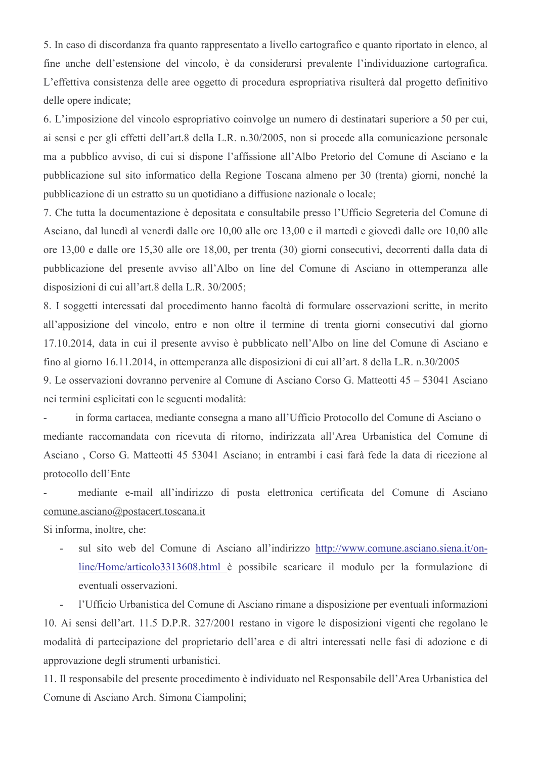5. In caso di discordanza fra quanto rappresentato a livello cartografico e quanto riportato in elenco, al fine anche dell'estensione del vincolo, è da considerarsi prevalente l'individuazione cartografica. L'effettiva consistenza delle aree oggetto di procedura espropriativa risulterà dal progetto definitivo delle opere indicate;

6. L'imposizione del vincolo espropriativo coinvolge un numero di destinatari superiore a 50 per cui, ai sensi e per gli effetti dell'art.8 della L.R. n.30/2005, non si procede alla comunicazione personale ma a pubblico avviso, di cui si dispone l'affissione all'Albo Pretorio del Comune di Asciano e la pubblicazione sul sito informatico della Regione Toscana almeno per 30 (trenta) giorni, nonché la pubblicazione di un estratto su un quotidiano a diffusione nazionale o locale;

7. Che tutta la documentazione è depositata e consultabile presso l'Ufficio Segreteria del Comune di Asciano, dal lunedì al venerdì dalle ore 10,00 alle ore 13,00 e il martedì e giovedì dalle ore 10,00 alle ore 13,00 e dalle ore 15,30 alle ore 18,00, per trenta (30) giorni consecutivi, decorrenti dalla data di pubblicazione del presente avviso all'Albo on line del Comune di Asciano in ottemperanza alle disposizioni di cui all'art.8 della L.R. 30/2005;

8. I soggetti interessati dal procedimento hanno facoltà di formulare osservazioni scritte, in merito all'apposizione del vincolo, entro e non oltre il termine di trenta giorni consecutivi dal giorno 17.10.2014, data in cui il presente avviso è pubblicato nell'Albo on line del Comune di Asciano e fino al giorno 16.11.2014, in ottemperanza alle disposizioni di cui all'art. 8 della L.R. n.30/2005

9. Le osservazioni dovranno pervenire al Comune di Asciano Corso G. Matteotti 45 – 53041 Asciano nei termini esplicitati con le seguenti modalità:

- in forma cartacea, mediante consegna a mano all'Ufficio Protocollo del Comune di Asciano o mediante raccomandata con ricevuta di ritorno, indirizzata all'Area Urbanistica del Comune di Asciano , Corso G. Matteotti 45 53041 Asciano; in entrambi i casi farà fede la data di ricezione al protocollo dell'Ente
- mediante e-mail all'indirizzo di posta elettronica certificata del Comune di Asciano comune.asciano@postacert.toscana.it

Si informa, inoltre, che:

- sul sito web del Comune di Asciano all'indirizzo http://www.comune.asciano.siena.it/on-line/Home/articolo3313608.html è possibile scaricare il modulo per la formulazione di eventuali osservazioni.
- l'Ufficio Urbanistica del Comune di Asciano rimane a disposizione per eventuali informazioni

10. Ai sensi dell'art. 11.5 D.P.R. 327/2001 restano in vigore le disposizioni vigenti che regolano le modalità di partecipazione del proprietario dell'area e di altri interessati nelle fasi di adozione e di approvazione degli strumenti urbanistici.

11. Il responsabile del presente procedimento è individuato nel Responsabile dell'Area Urbanistica del Comune di Asciano Arch. Simona Ciampolini;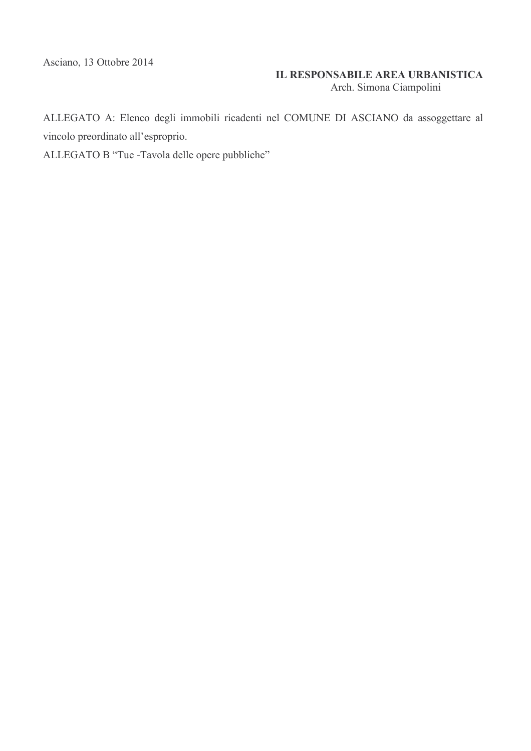Asciano, 13 Ottobre 2014

**IL RESPONSABILE AREA URBANISTICA**
Arch. Simona Ciampolini

ALLEGATO A: Elenco degli immobili ricadenti nel COMUNE DI ASCIANO da assoggettare al vincolo preordinato all'esproprio.

ALLEGATO B "Tue -Tavola delle opere pubbliche"